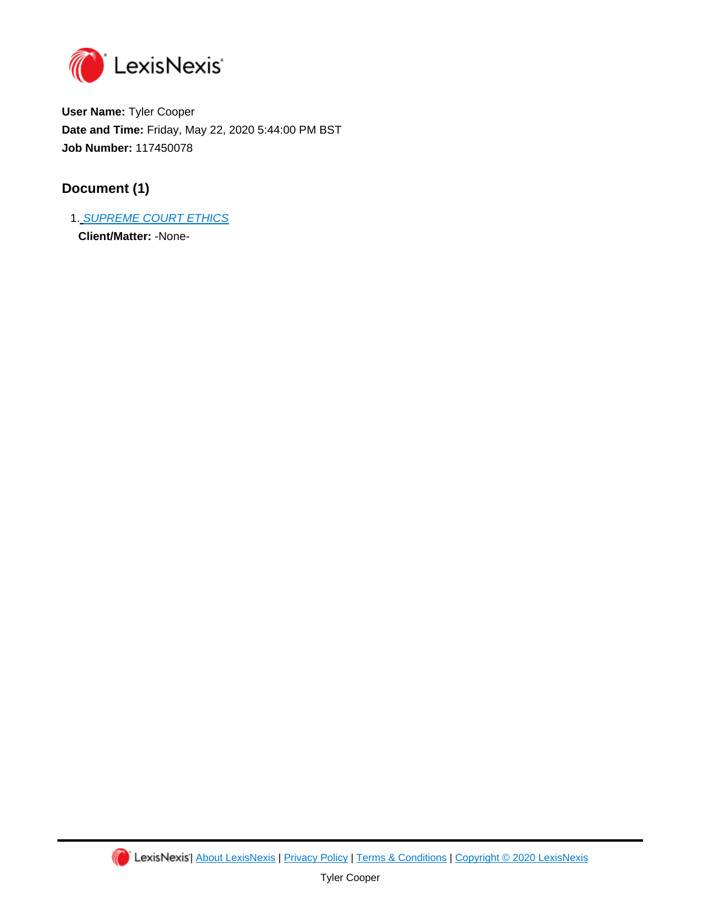**User Name:** Tyler Cooper

**Date and Time:** Friday, May 22, 2020 5:44:00 PM BST

**Job Number:** 117450078

## Document (1)

1. SUPREME COURT ETHICS

   **Client/Matter:** -None-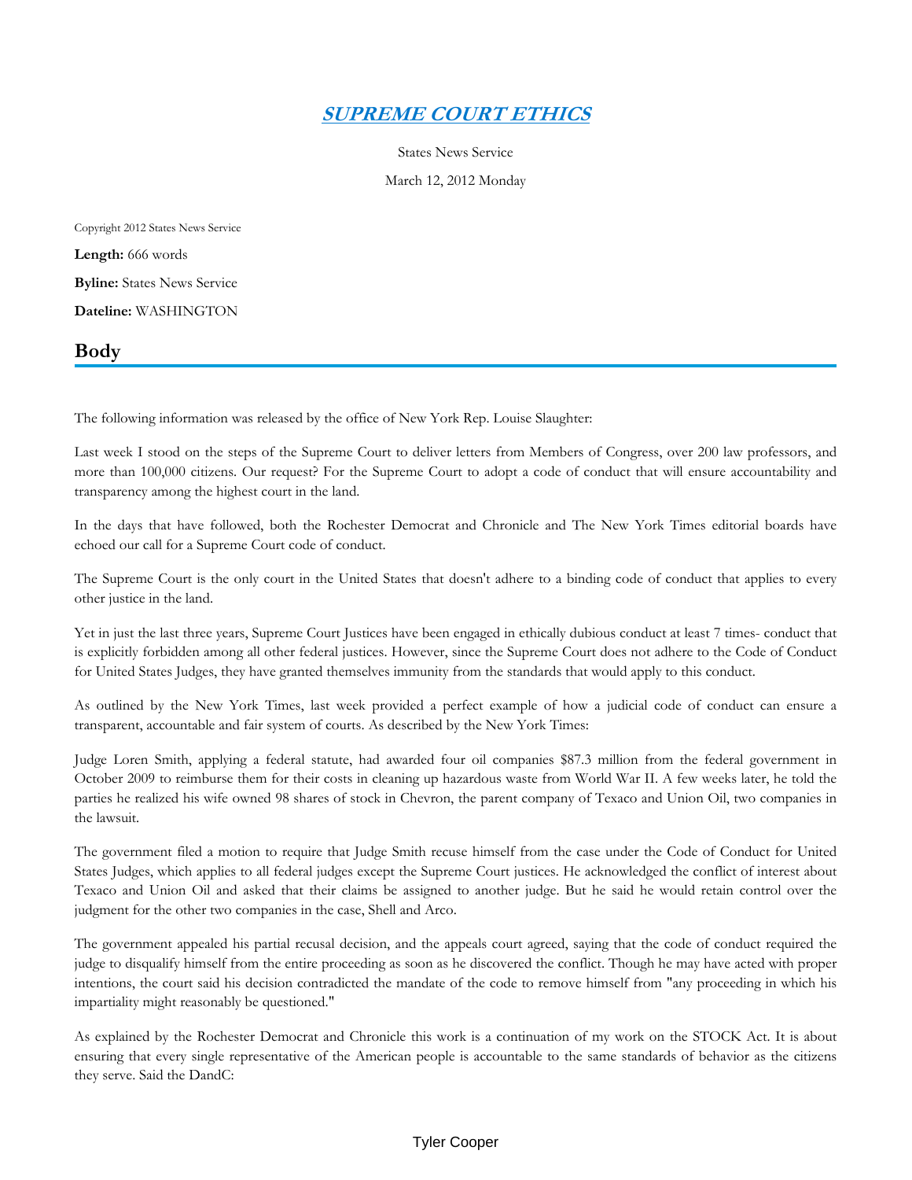# [SUPREME COURT ETHICS]

States News Service

March 12, 2012 Monday

Copyright 2012 States News Service

**Length:** 666 words

**Byline:** States News Service

**Dateline:** WASHINGTON

## Body

The following information was released by the office of New York Rep. Louise Slaughter:

Last week I stood on the steps of the Supreme Court to deliver letters from Members of Congress, over 200 law professors, and more than 100,000 citizens. Our request? For the Supreme Court to adopt a code of conduct that will ensure accountability and transparency among the highest court in the land.

In the days that have followed, both the Rochester Democrat and Chronicle and The New York Times editorial boards have echoed our call for a Supreme Court code of conduct.

The Supreme Court is the only court in the United States that doesn't adhere to a binding code of conduct that applies to every other justice in the land.

Yet in just the last three years, Supreme Court Justices have been engaged in ethically dubious conduct at least 7 times- conduct that is explicitly forbidden among all other federal justices. However, since the Supreme Court does not adhere to the Code of Conduct for United States Judges, they have granted themselves immunity from the standards that would apply to this conduct.

As outlined by the New York Times, last week provided a perfect example of how a judicial code of conduct can ensure a transparent, accountable and fair system of courts. As described by the New York Times:

Judge Loren Smith, applying a federal statute, had awarded four oil companies $87.3 million from the federal government in October 2009 to reimburse them for their costs in cleaning up hazardous waste from World War II. A few weeks later, he told the parties he realized his wife owned 98 shares of stock in Chevron, the parent company of Texaco and Union Oil, two companies in the lawsuit.

The government filed a motion to require that Judge Smith recuse himself from the case under the Code of Conduct for United States Judges, which applies to all federal judges except the Supreme Court justices. He acknowledged the conflict of interest about Texaco and Union Oil and asked that their claims be assigned to another judge. But he said he would retain control over the judgment for the other two companies in the case, Shell and Arco.

The government appealed his partial recusal decision, and the appeals court agreed, saying that the code of conduct required the judge to disqualify himself from the entire proceeding as soon as he discovered the conflict. Though he may have acted with proper intentions, the court said his decision contradicted the mandate of the code to remove himself from "any proceeding in which his impartiality might reasonably be questioned."

As explained by the Rochester Democrat and Chronicle this work is a continuation of my work on the STOCK Act. It is about ensuring that every single representative of the American people is accountable to the same standards of behavior as the citizens they serve. Said the DandC: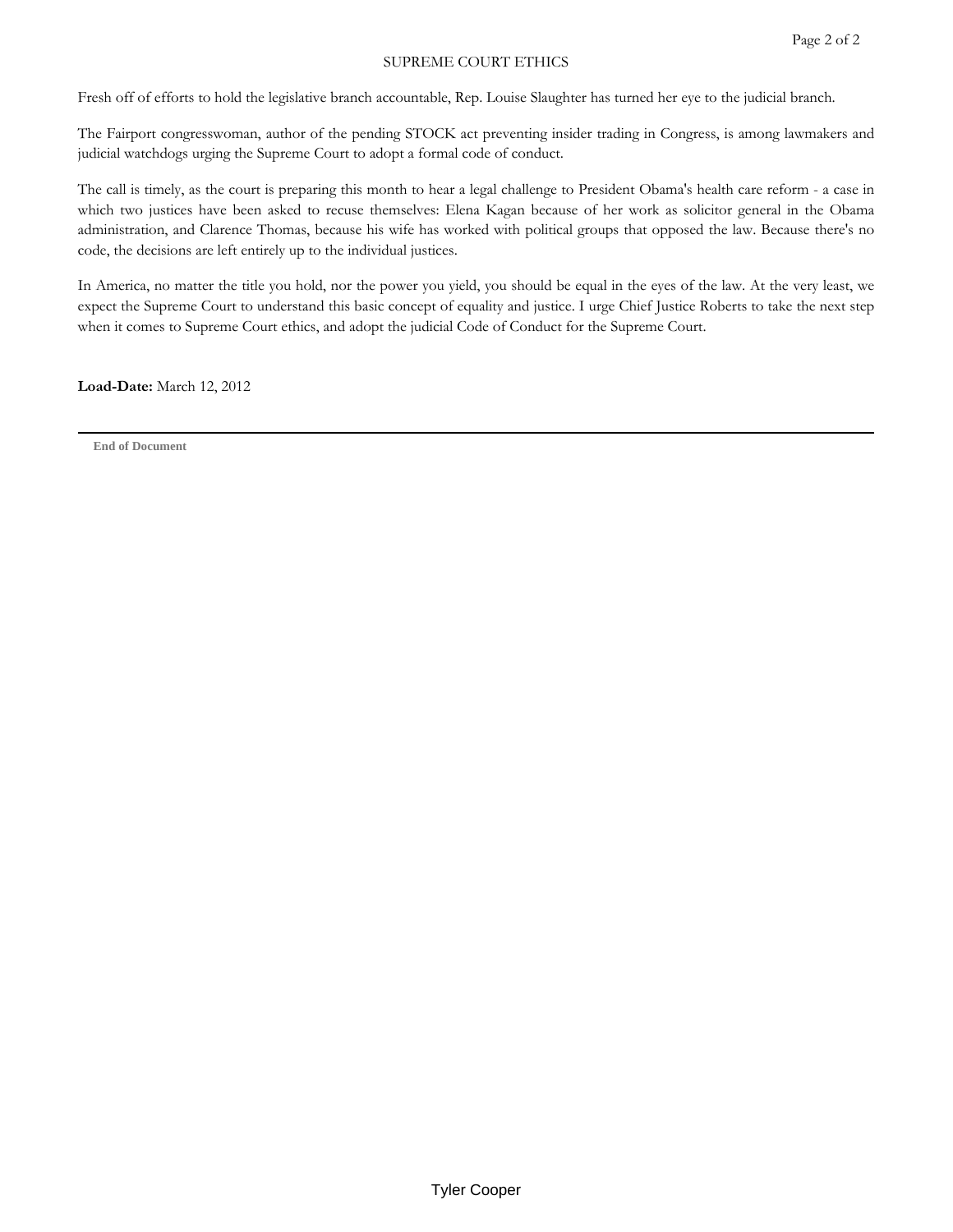Fresh off of efforts to hold the legislative branch accountable, Rep. Louise Slaughter has turned her eye to the judicial branch.

The Fairport congresswoman, author of the pending STOCK act preventing insider trading in Congress, is among lawmakers and judicial watchdogs urging the Supreme Court to adopt a formal code of conduct.

The call is timely, as the court is preparing this month to hear a legal challenge to President Obama's health care reform - a case in which two justices have been asked to recuse themselves: Elena Kagan because of her work as solicitor general in the Obama administration, and Clarence Thomas, because his wife has worked with political groups that opposed the law. Because there's no code, the decisions are left entirely up to the individual justices.

In America, no matter the title you hold, nor the power you yield, you should be equal in the eyes of the law. At the very least, we expect the Supreme Court to understand this basic concept of equality and justice. I urge Chief Justice Roberts to take the next step when it comes to Supreme Court ethics, and adopt the judicial Code of Conduct for the Supreme Court.

**Load-Date:** March 12, 2012

---

**End of Document**